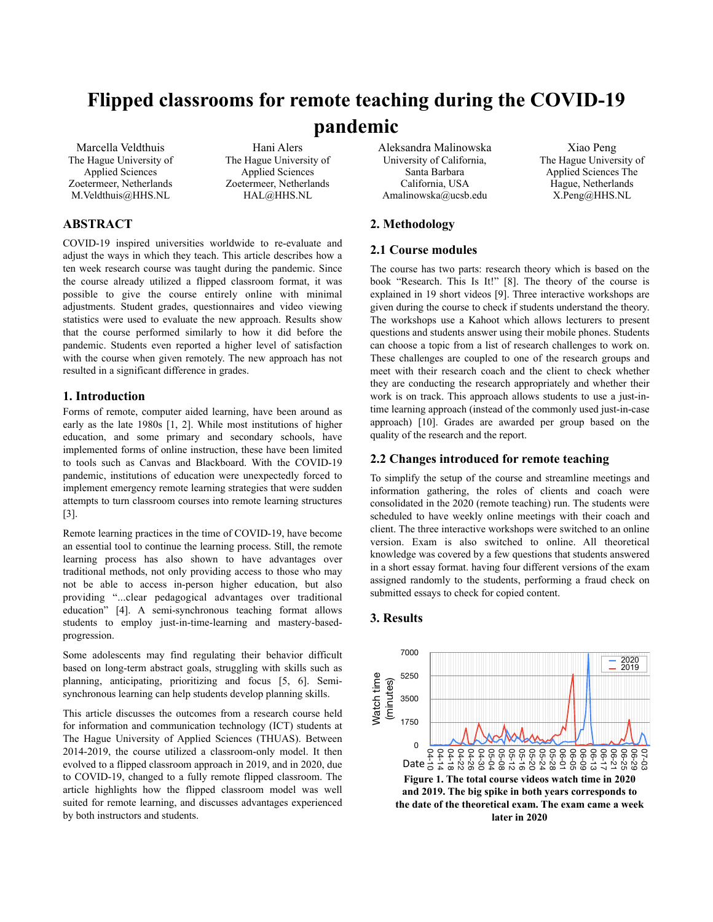# Flipped classrooms for remote teaching during the COVID-19 pandemic

Marcella Veldthuis
The Hague University of Applied Sciences
Zoetermeer, Netherlands
M.Veldthuis@HHS.NL

Hani Alers
The Hague University of Applied Sciences
Zoetermeer, Netherlands
HAL@HHS.NL

Aleksandra Malinowska
University of California, Santa Barbara
California, USA
Amalinowska@ucsb.edu

Xiao Peng
The Hague University of Applied Sciences The Hague, Netherlands
X.Peng@HHS.NL

## ABSTRACT

COVID-19 inspired universities worldwide to re-evaluate and adjust the ways in which they teach. This article describes how a ten week research course was taught during the pandemic. Since the course already utilized a flipped classroom format, it was possible to give the course entirely online with minimal adjustments. Student grades, questionnaires and video viewing statistics were used to evaluate the new approach. Results show that the course performed similarly to how it did before the pandemic. Students even reported a higher level of satisfaction with the course when given remotely. The new approach has not resulted in a significant difference in grades.

## 1. Introduction

Forms of remote, computer aided learning, have been around as early as the late 1980s [1, 2]. While most institutions of higher education, and some primary and secondary schools, have implemented forms of online instruction, these have been limited to tools such as Canvas and Blackboard. With the COVID-19 pandemic, institutions of education were unexpectedly forced to implement emergency remote learning strategies that were sudden attempts to turn classroom courses into remote learning structures [3].

Remote learning practices in the time of COVID-19, have become an essential tool to continue the learning process. Still, the remote learning process has also shown to have advantages over traditional methods, not only providing access to those who may not be able to access in-person higher education, but also providing "...clear pedagogical advantages over traditional education" [4]. A semi-synchronous teaching format allows students to employ just-in-time-learning and mastery-based-progression.

Some adolescents may find regulating their behavior difficult based on long-term abstract goals, struggling with skills such as planning, anticipating, prioritizing and focus [5, 6]. Semi-synchronous learning can help students develop planning skills.

This article discusses the outcomes from a research course held for information and communication technology (ICT) students at The Hague University of Applied Sciences (THUAS). Between 2014-2019, the course utilized a classroom-only model. It then evolved to a flipped classroom approach in 2019, and in 2020, due to COVID-19, changed to a fully remote flipped classroom. The article highlights how the flipped classroom model was well suited for remote learning, and discusses advantages experienced by both instructors and students.

## 2. Methodology

### 2.1 Course modules

The course has two parts: research theory which is based on the book "Research. This Is It!" [8]. The theory of the course is explained in 19 short videos [9]. Three interactive workshops are given during the course to check if students understand the theory. The workshops use a Kahoot which allows lecturers to present questions and students answer using their mobile phones. Students can choose a topic from a list of research challenges to work on. These challenges are coupled to one of the research groups and meet with their research coach and the client to check whether they are conducting the research appropriately and whether their work is on track. This approach allows students to use a just-in-time learning approach (instead of the commonly used just-in-case approach) [10]. Grades are awarded per group based on the quality of the research and the report.

### 2.2 Changes introduced for remote teaching

To simplify the setup of the course and streamline meetings and information gathering, the roles of clients and coach were consolidated in the 2020 (remote teaching) run. The students were scheduled to have weekly online meetings with their coach and client. The three interactive workshops were switched to an online version. Exam is also switched to online. All theoretical knowledge was covered by a few questions that students answered in a short essay format. having four different versions of the exam assigned randomly to the students, performing a fraud check on submitted essays to check for copied content.

## 3. Results

**Figure 1. The total course videos watch time in 2020 and 2019. The big spike in both years corresponds to the date of the theoretical exam. The exam came a week later in 2020**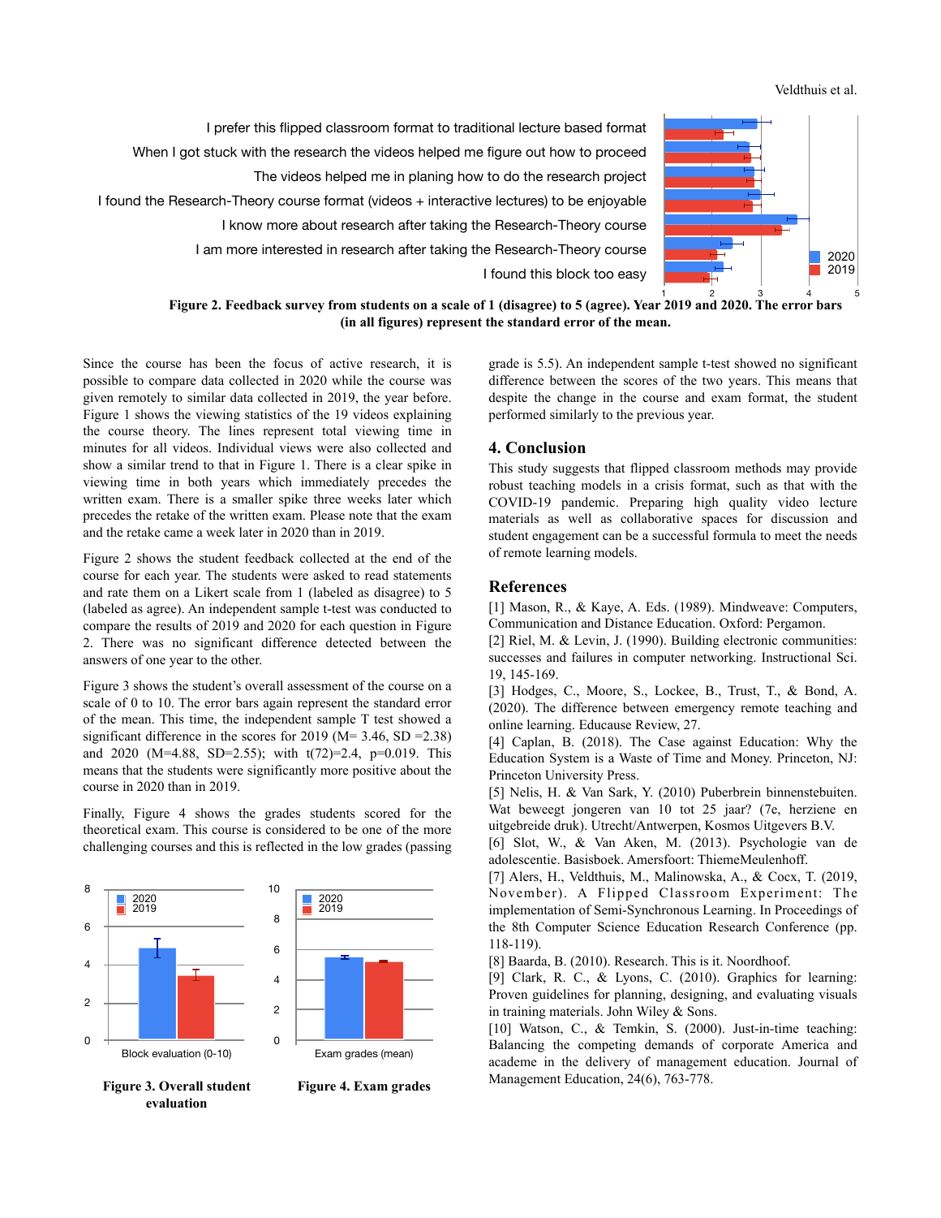I prefer this flipped classroom format to traditional lecture based format

When I got stuck with the research the videos helped me figure out how to proceed

The videos helped me in planing how to do the research project

I found the Research-Theory course format (videos + interactive lectures) to be enjoyable

I know more about research after taking the Research-Theory course

I am more interested in research after taking the Research-Theory course

I found this block too easy

2020
2019

1 2 3 4 5

**Figure 2. Feedback survey from students on a scale of 1 (disagree) to 5 (agree). Year 2019 and 2020. The error bars (in all figures) represent the standard error of the mean.**

Since the course has been the focus of active research, it is possible to compare data collected in 2020 while the course was given remotely to similar data collected in 2019, the year before. Figure 1 shows the viewing statistics of the 19 videos explaining the course theory. The lines represent total viewing time in minutes for all videos. Individual views were also collected and show a similar trend to that in Figure 1. There is a clear spike in viewing time in both years which immediately precedes the written exam. There is a smaller spike three weeks later which precedes the retake of the written exam. Please note that the exam and the retake came a week later in 2020 than in 2019.

Figure 2 shows the student feedback collected at the end of the course for each year. The students were asked to read statements and rate them on a Likert scale from 1 (labeled as disagree) to 5 (labeled as agree). An independent sample t-test was conducted to compare the results of 2019 and 2020 for each question in Figure 2. There was no significant difference detected between the answers of one year to the other.

Figure 3 shows the student's overall assessment of the course on a scale of 0 to 10. The error bars again represent the standard error of the mean. This time, the independent sample T test showed a significant difference in the scores for 2019 ($M= 3.46$, $SD =2.38$) and 2020 ($M=4.88$, $SD=2.55$); with $t(72)=2.4$, $p=0.019$. This means that the students were significantly more positive about the course in 2020 than in 2019.

Finally, Figure 4 shows the grades students scored for the theoretical exam. This course is considered to be one of the more challenging courses and this is reflected in the low grades (passing grade is 5.5). An independent sample t-test showed no significant difference between the scores of the two years. This means that despite the change in the course and exam format, the student performed similarly to the previous year.

8
6
4
2
0

2020
2019

Block evaluation (0-10)

**Figure 3. Overall student evaluation**

10
8
6
4
2
0

2020
2019

Exam grades (mean)

**Figure 4. Exam grades**

## 4. Conclusion

This study suggests that flipped classroom methods may provide robust teaching models in a crisis format, such as that with the COVID-19 pandemic. Preparing high quality video lecture materials as well as collaborative spaces for discussion and student engagement can be a successful formula to meet the needs of remote learning models.

## References

[1] Mason, R., & Kaye, A. Eds. (1989). Mindweave: Computers, Communication and Distance Education. Oxford: Pergamon.

[2] Riel, M. & Levin, J. (1990). Building electronic communities: successes and failures in computer networking. Instructional Sci. 19, 145-169.

[3] Hodges, C., Moore, S., Lockee, B., Trust, T., & Bond, A. (2020). The difference between emergency remote teaching and online learning. Educause Review, 27.

[4] Caplan, B. (2018). The Case against Education: Why the Education System is a Waste of Time and Money. Princeton, NJ: Princeton University Press.

[5] Nelis, H. & Van Sark, Y. (2010) Puberbrein binnenstebuiten. Wat beweegt jongeren van 10 tot 25 jaar? (7e, herziene en uitgebreide druk). Utrecht/Antwerpen, Kosmos Uitgevers B.V.

[6] Slot, W., & Van Aken, M. (2013). Psychologie van de adolescentie. Basisboek. Amersfoort: ThiemeMeulenhoff.

[7] Alers, H., Veldthuis, M., Malinowska, A., & Cocx, T. (2019, November). A Flipped Classroom Experiment: The implementation of Semi-Synchronous Learning. In Proceedings of the 8th Computer Science Education Research Conference (pp. 118-119).

[8] Baarda, B. (2010). Research. This is it. Noordhoof.

[9] Clark, R. C., & Lyons, C. (2010). Graphics for learning: Proven guidelines for planning, designing, and evaluating visuals in training materials. John Wiley & Sons.

[10] Watson, C., & Temkin, S. (2000). Just-in-time teaching: Balancing the competing demands of corporate America and academe in the delivery of management education. Journal of Management Education, 24(6), 763-778.